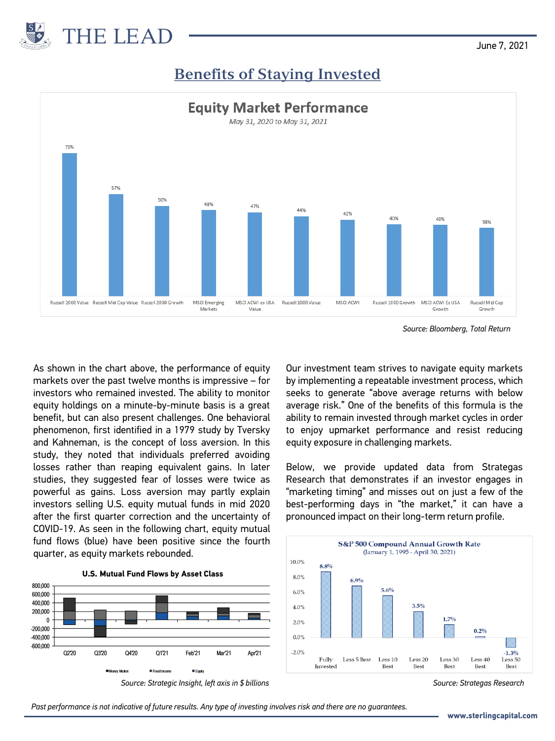# THE LEAD

June 7, 2021

## Benefits of Staying Invested

**Equity Market Performance**

*May 31, 2020 to May 31, 2021*

| Index | Return |
|---|---|
| Russell 2000 Value | 79% |
| Russell Mid Cap Value | 57% |
| Russell 2000 Growth | 50% |
| MSCI Emerging Markets | 48% |
| MSCI ACWI ex USA Value | 47% |
| Russell 1000 Value | 44% |
| MSCI ACWI | 42% |
| Russell 1000 Growth | 40% |
| MSCI ACWI Ex USA Growth | 40% |
| Russell Mid Cap Growth | 38% |

*Source: Bloomberg, Total Return*

As shown in the chart above, the performance of equity markets over the past twelve months is impressive – for investors who remained invested. The ability to monitor equity holdings on a minute-by-minute basis is a great benefit, but can also present challenges. One behavioral phenomenon, first identified in a 1979 study by Tversky and Kahneman, is the concept of loss aversion. In this study, they noted that individuals preferred avoiding losses rather than reaping equivalent gains. In later studies, they suggested fear of losses were twice as powerful as gains. Loss aversion may partly explain investors selling U.S. equity mutual funds in mid 2020 after the first quarter correction and the uncertainty of COVID-19. As seen in the following chart, equity mutual fund flows (blue) have been positive since the fourth quarter, as equity markets rebounded.

**U.S. Mutual Fund Flows by Asset Class**

(Chart: Money Market, Fixed Income, Equity flows for Q2'20, Q3'20, Q4'20, Q1'21, Feb'21, Mar'21, Apr'21; axis from -600,000 to 800,000)

*Source: Strategic Insight, left axis in $ billions*

Our investment team strives to navigate equity markets by implementing a repeatable investment process, which seeks to generate "above average returns with below average risk." One of the benefits of this formula is the ability to remain invested through market cycles in order to enjoy upmarket performance and resist reducing equity exposure in challenging markets.

Below, we provide updated data from Strategas Research that demonstrates if an investor engages in "marketing timing" and misses out on just a few of the best-performing days in "the market," it can have a pronounced impact on their long-term return profile.

**S&P 500 Compound Annual Growth Rate**

(January 1, 1995 - April 30, 2021)

| Scenario | CAGR |
|---|---|
| Fully Invested | 8.8% |
| Less 5 Best | 6.9% |
| Less 10 Best | 5.6% |
| Less 20 Best | 3.5% |
| Less 30 Best | 1.7% |
| Less 40 Best | 0.2% |
| Less 50 Best | -1.3% |

*Source: Strategas Research*

*Past performance is not indicative of future results. Any type of investing involves risk and there are no guarantees.*

**www.sterlingcapital.com**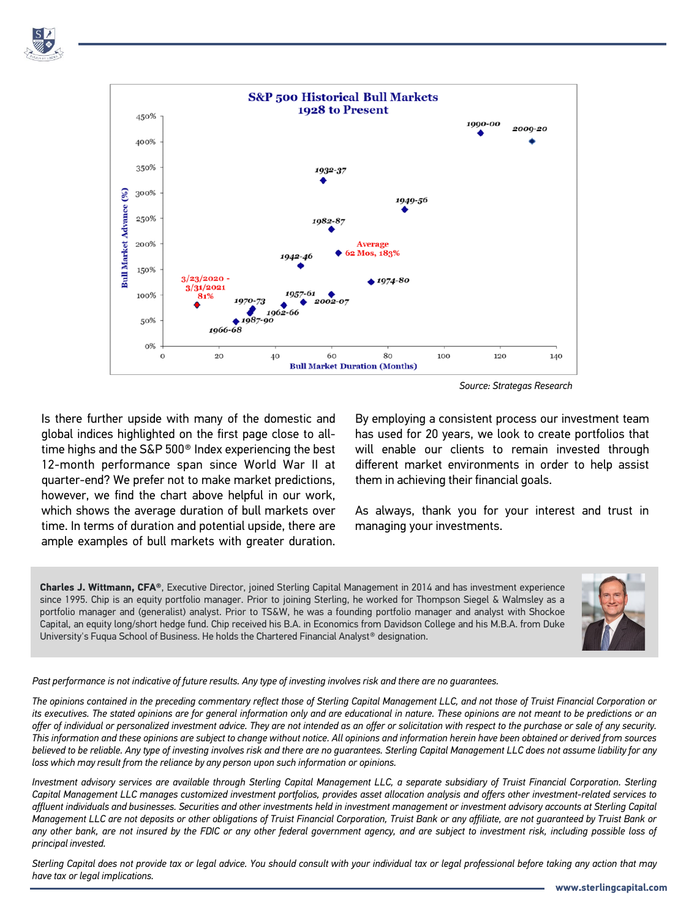**S&P 500 Historical Bull Markets**
**1928 to Present**

Bull Market Advance (%) vs. Bull Market Duration (Months)

1990-00, 2009-20, 1932-37, 1949-56, 1982-87, Average 62 Mos, 183%, 1942-46, 1974-80, 3/23/2020 - 3/31/2021 81%, 1957-61, 2002-07, 1970-73, 1962-66, 1987-90, 1966-68

*Source: Strategas Research*

Is there further upside with many of the domestic and global indices highlighted on the first page close to all-time highs and the S&P 500® Index experiencing the best 12-month performance span since World War II at quarter-end? We prefer not to make market predictions, however, we find the chart above helpful in our work, which shows the average duration of bull markets over time. In terms of duration and potential upside, there are ample examples of bull markets with greater duration.

By employing a consistent process our investment team has used for 20 years, we look to create portfolios that will enable our clients to remain invested through different market environments in order to help assist them in achieving their financial goals.

As always, thank you for your interest and trust in managing your investments.

**Charles J. Wittmann, CFA®**, Executive Director, joined Sterling Capital Management in 2014 and has investment experience since 1995. Chip is an equity portfolio manager. Prior to joining Sterling, he worked for Thompson Siegel & Walmsley as a portfolio manager and (generalist) analyst. Prior to TS&W, he was a founding portfolio manager and analyst with Shockoe Capital, an equity long/short hedge fund. Chip received his B.A. in Economics from Davidson College and his M.B.A. from Duke University's Fuqua School of Business. He holds the Chartered Financial Analyst® designation.

*Past performance is not indicative of future results. Any type of investing involves risk and there are no guarantees.*

*The opinions contained in the preceding commentary reflect those of Sterling Capital Management LLC, and not those of Truist Financial Corporation or its executives. The stated opinions are for general information only and are educational in nature. These opinions are not meant to be predictions or an offer of individual or personalized investment advice. They are not intended as an offer or solicitation with respect to the purchase or sale of any security. This information and these opinions are subject to change without notice. All opinions and information herein have been obtained or derived from sources believed to be reliable. Any type of investing involves risk and there are no guarantees. Sterling Capital Management LLC does not assume liability for any loss which may result from the reliance by any person upon such information or opinions.*

*Investment advisory services are available through Sterling Capital Management LLC, a separate subsidiary of Truist Financial Corporation. Sterling Capital Management LLC manages customized investment portfolios, provides asset allocation analysis and offers other investment-related services to affluent individuals and businesses. Securities and other investments held in investment management or investment advisory accounts at Sterling Capital Management LLC are not deposits or other obligations of Truist Financial Corporation, Truist Bank or any affiliate, are not guaranteed by Truist Bank or any other bank, are not insured by the FDIC or any other federal government agency, and are subject to investment risk, including possible loss of principal invested.*

*Sterling Capital does not provide tax or legal advice. You should consult with your individual tax or legal professional before taking any action that may have tax or legal implications.*

**www.sterlingcapital.com**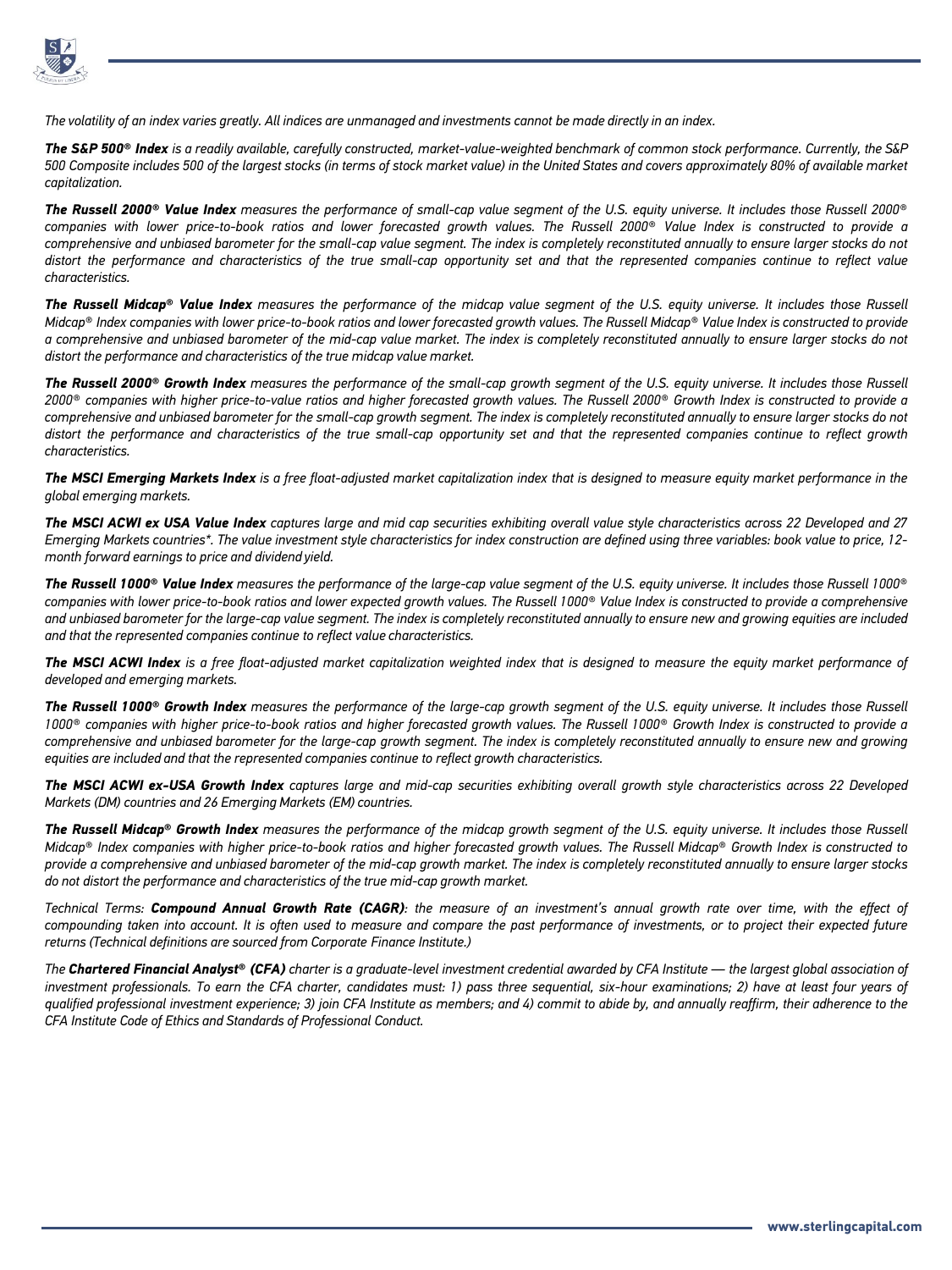*The volatility of an index varies greatly. All indices are unmanaged and investments cannot be made directly in an index.*

***The S&P 500® Index** is a readily available, carefully constructed, market-value-weighted benchmark of common stock performance. Currently, the S&P 500 Composite includes 500 of the largest stocks (in terms of stock market value) in the United States and covers approximately 80% of available market capitalization.*

***The Russell 2000® Value Index** measures the performance of small-cap value segment of the U.S. equity universe. It includes those Russell 2000® companies with lower price-to-book ratios and lower forecasted growth values. The Russell 2000® Value Index is constructed to provide a comprehensive and unbiased barometer for the small-cap value segment. The index is completely reconstituted annually to ensure larger stocks do not distort the performance and characteristics of the true small-cap opportunity set and that the represented companies continue to reflect value characteristics.*

***The Russell Midcap® Value Index** measures the performance of the midcap value segment of the U.S. equity universe. It includes those Russell Midcap® Index companies with lower price-to-book ratios and lower forecasted growth values. The Russell Midcap® Value Index is constructed to provide a comprehensive and unbiased barometer of the mid-cap value market. The index is completely reconstituted annually to ensure larger stocks do not distort the performance and characteristics of the true midcap value market.*

***The Russell 2000® Growth Index** measures the performance of the small-cap growth segment of the U.S. equity universe. It includes those Russell 2000® companies with higher price-to-value ratios and higher forecasted growth values. The Russell 2000® Growth Index is constructed to provide a comprehensive and unbiased barometer for the small-cap growth segment. The index is completely reconstituted annually to ensure larger stocks do not distort the performance and characteristics of the true small-cap opportunity set and that the represented companies continue to reflect growth characteristics.*

***The MSCI Emerging Markets Index** is a free float-adjusted market capitalization index that is designed to measure equity market performance in the global emerging markets.*

***The MSCI ACWI ex USA Value Index** captures large and mid cap securities exhibiting overall value style characteristics across 22 Developed and 27 Emerging Markets countries*. The value investment style characteristics for index construction are defined using three variables: book value to price, 12-month forward earnings to price and dividend yield.*

***The Russell 1000® Value Index** measures the performance of the large-cap value segment of the U.S. equity universe. It includes those Russell 1000® companies with lower price-to-book ratios and lower expected growth values. The Russell 1000® Value Index is constructed to provide a comprehensive and unbiased barometer for the large-cap value segment. The index is completely reconstituted annually to ensure new and growing equities are included and that the represented companies continue to reflect value characteristics.*

***The MSCI ACWI Index** is a free float-adjusted market capitalization weighted index that is designed to measure the equity market performance of developed and emerging markets.*

***The Russell 1000® Growth Index** measures the performance of the large-cap growth segment of the U.S. equity universe. It includes those Russell 1000® companies with higher price-to-book ratios and higher forecasted growth values. The Russell 1000® Growth Index is constructed to provide a comprehensive and unbiased barometer for the large-cap growth segment. The index is completely reconstituted annually to ensure new and growing equities are included and that the represented companies continue to reflect growth characteristics.*

***The MSCI ACWI ex-USA Growth Index** captures large and mid-cap securities exhibiting overall growth style characteristics across 22 Developed Markets (DM) countries and 26 Emerging Markets (EM) countries.*

***The Russell Midcap® Growth Index** measures the performance of the midcap growth segment of the U.S. equity universe. It includes those Russell Midcap® Index companies with higher price-to-book ratios and higher forecasted growth values. The Russell Midcap® Growth Index is constructed to provide a comprehensive and unbiased barometer of the mid-cap growth market. The index is completely reconstituted annually to ensure larger stocks do not distort the performance and characteristics of the true mid-cap growth market.*

*Technical Terms: **Compound Annual Growth Rate (CAGR)**: the measure of an investment's annual growth rate over time, with the effect of compounding taken into account. It is often used to measure and compare the past performance of investments, or to project their expected future returns (Technical definitions are sourced from Corporate Finance Institute.)*

*The **Chartered Financial Analyst® (CFA)** charter is a graduate-level investment credential awarded by CFA Institute — the largest global association of investment professionals. To earn the CFA charter, candidates must: 1) pass three sequential, six-hour examinations; 2) have at least four years of qualified professional investment experience; 3) join CFA Institute as members; and 4) commit to abide by, and annually reaffirm, their adherence to the CFA Institute Code of Ethics and Standards of Professional Conduct.*